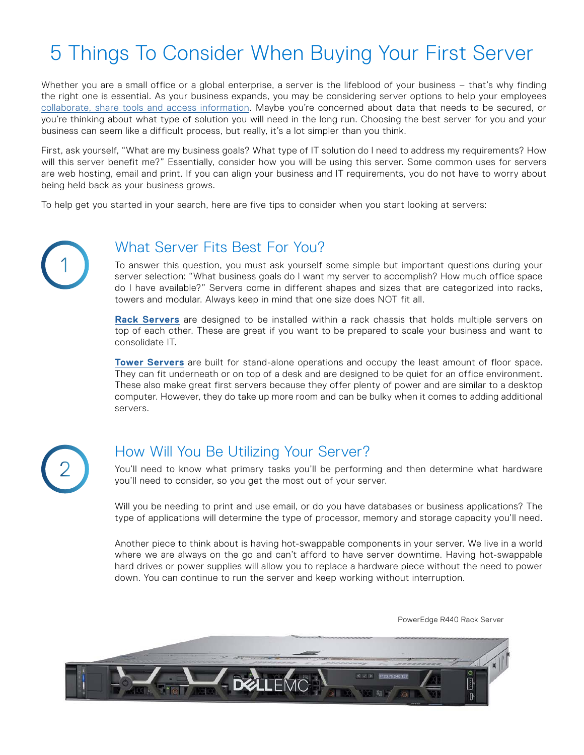# 5 Things To Consider When Buying Your First Server

Whether you are a small office or a global enterprise, a server is the lifeblood of your business – that's why finding the right one is essential. As your business expands, you may be considering server options to help your employees collaborate, share tools and access information. Maybe you're concerned about data that needs to be secured, or you're thinking about what type of solution you will need in the long run. Choosing the best server for you and your business can seem like a difficult process, but really, it's a lot simpler than you think.

First, ask yourself, "What are my business goals? What type of IT solution do I need to address my requirements? How will this server benefit me?" Essentially, consider how you will be using this server. Some common uses for servers are web hosting, email and print. If you can align your business and IT requirements, you do not have to worry about being held back as your business grows.

To help get you started in your search, here are five tips to consider when you start looking at servers:

## 1 What Server Fits Best For You?

To answer this question, you must ask yourself some simple but important questions during your server selection: "What business goals do I want my server to accomplish? How much office space do I have available?" Servers come in different shapes and sizes that are categorized into racks, towers and modular. Always keep in mind that one size does NOT fit all.

**Rack Servers** are designed to be installed within a rack chassis that holds multiple servers on top of each other. These are great if you want to be prepared to scale your business and want to consolidate IT.

**Tower Servers** are built for stand-alone operations and occupy the least amount of floor space. They can fit underneath or on top of a desk and are designed to be quiet for an office environment. These also make great first servers because they offer plenty of power and are similar to a desktop computer. However, they do take up more room and can be bulky when it comes to adding additional servers.

## 2 How Will You Be Utilizing Your Server?

You'll need to know what primary tasks you'll be performing and then determine what hardware you'll need to consider, so you get the most out of your server.

Will you be needing to print and use email, or do you have databases or business applications? The type of applications will determine the type of processor, memory and storage capacity you'll need.

Another piece to think about is having hot-swappable components in your server. We live in a world where we are always on the go and can't afford to have server downtime. Having hot-swappable hard drives or power supplies will allow you to replace a hardware piece without the need to power down. You can continue to run the server and keep working without interruption.

PowerEdge R440 Rack Server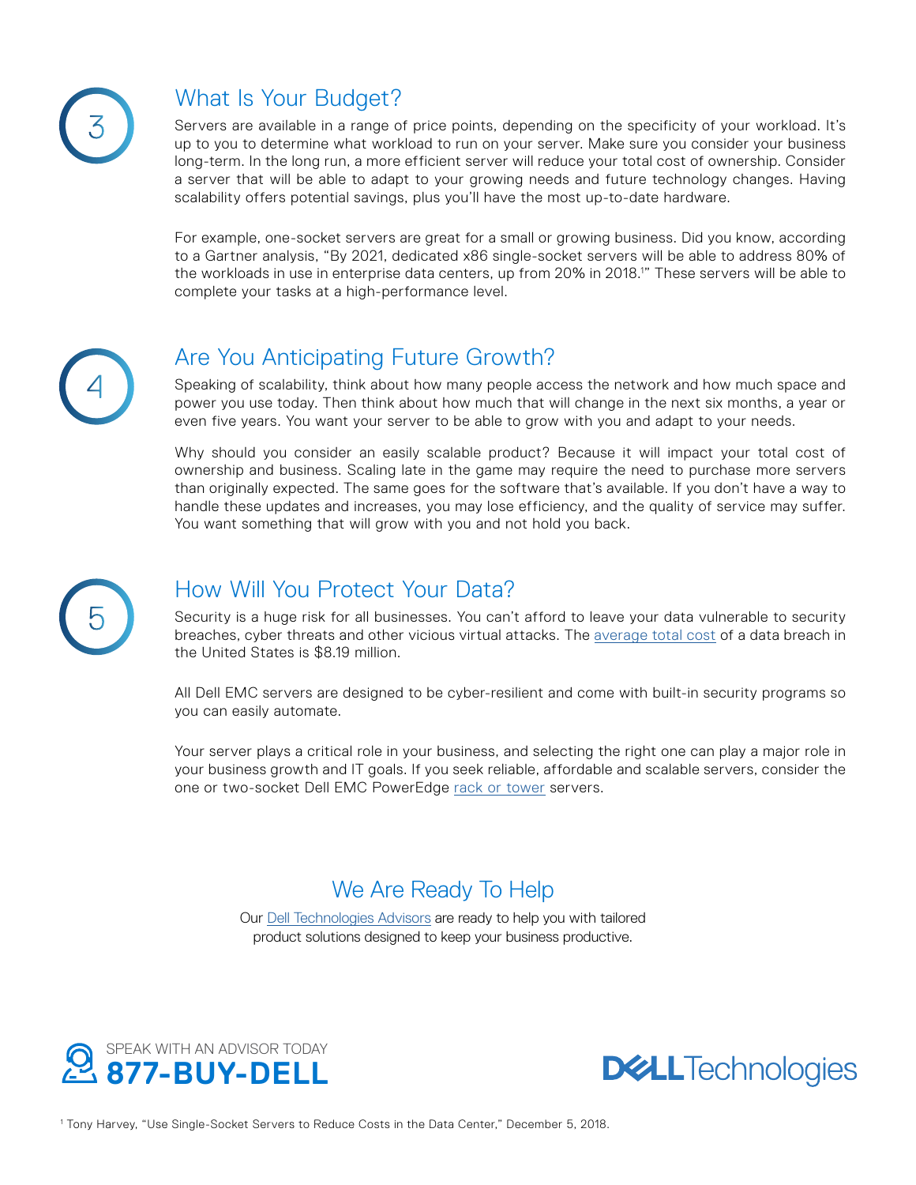## 3 What Is Your Budget?

Servers are available in a range of price points, depending on the specificity of your workload. It's up to you to determine what workload to run on your server. Make sure you consider your business long-term. In the long run, a more efficient server will reduce your total cost of ownership. Consider a server that will be able to adapt to your growing needs and future technology changes. Having scalability offers potential savings, plus you'll have the most up-to-date hardware.

For example, one-socket servers are great for a small or growing business. Did you know, according to a Gartner analysis, "By 2021, dedicated x86 single-socket servers will be able to address 80% of the workloads in use in enterprise data centers, up from 20% in 2018.[1]" These servers will be able to complete your tasks at a high-performance level.

## 4 Are You Anticipating Future Growth?

Speaking of scalability, think about how many people access the network and how much space and power you use today. Then think about how much that will change in the next six months, a year or even five years. You want your server to be able to grow with you and adapt to your needs.

Why should you consider an easily scalable product? Because it will impact your total cost of ownership and business. Scaling late in the game may require the need to purchase more servers than originally expected. The same goes for the software that's available. If you don't have a way to handle these updates and increases, you may lose efficiency, and the quality of service may suffer. You want something that will grow with you and not hold you back.

## 5 How Will You Protect Your Data?

Security is a huge risk for all businesses. You can't afford to leave your data vulnerable to security breaches, cyber threats and other vicious virtual attacks. The average total cost of a data breach in the United States is $8.19 million.

All Dell EMC servers are designed to be cyber-resilient and come with built-in security programs so you can easily automate.

Your server plays a critical role in your business, and selecting the right one can play a major role in your business growth and IT goals. If you seek reliable, affordable and scalable servers, consider the one or two-socket Dell EMC PowerEdge rack or tower servers.

## We Are Ready To Help

Our Dell Technologies Advisors are ready to help you with tailored product solutions designed to keep your business productive.

SPEAK WITH AN ADVISOR TODAY
**877-BUY-DELL**

DELL Technologies

[1] Tony Harvey, "Use Single-Socket Servers to Reduce Costs in the Data Center," December 5, 2018.